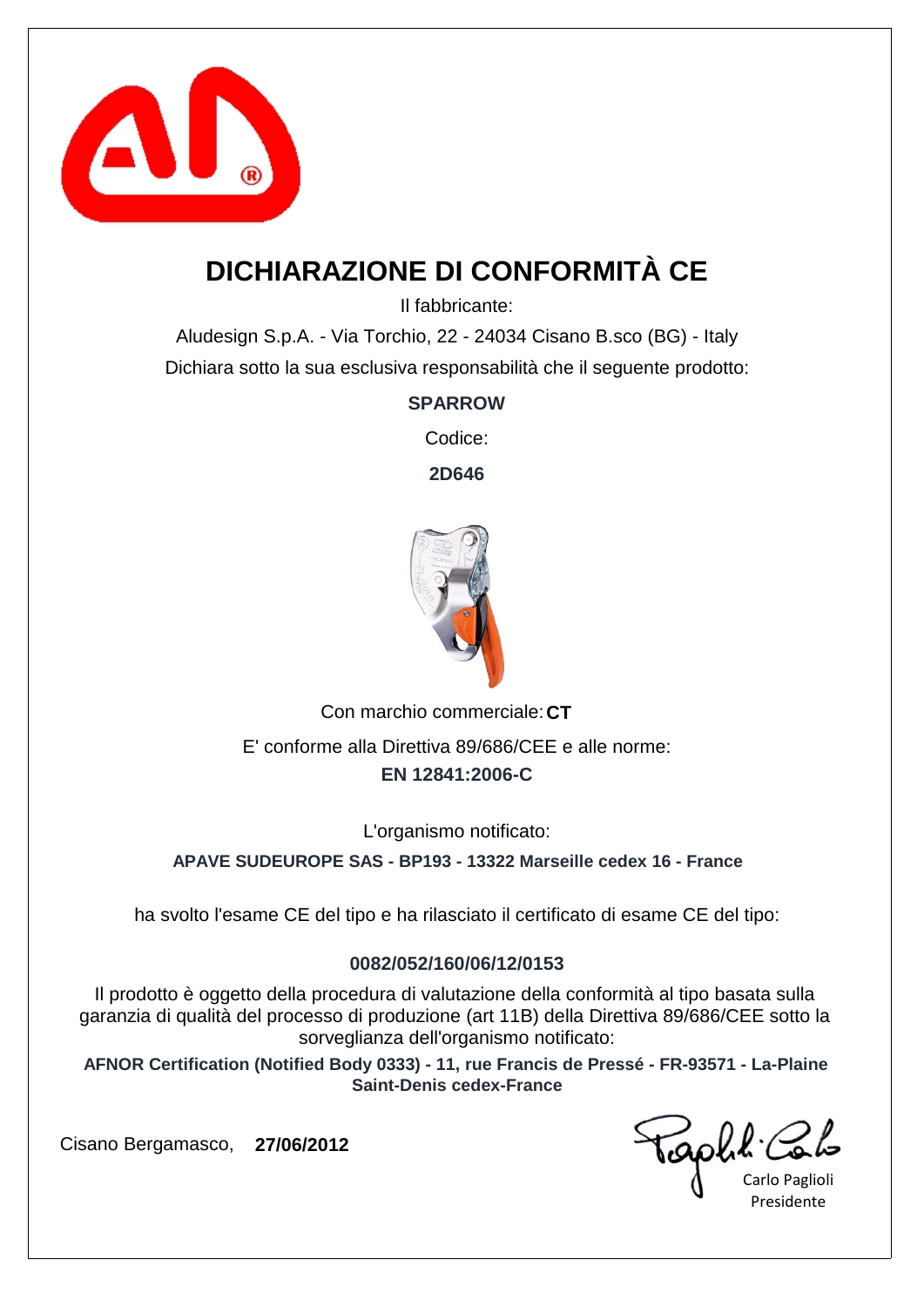# DICHIARAZIONE DI CONFORMITÀ CE

Il fabbricante:

Aludesign S.p.A. - Via Torchio, 22 - 24034 Cisano B.sco (BG) - Italy

Dichiara sotto la sua esclusiva responsabilità che il seguente prodotto:

**SPARROW**

Codice:

**2D646**

Con marchio commerciale: **CT**

E' conforme alla Direttiva 89/686/CEE e alle norme:

**EN 12841:2006-C**

L'organismo notificato:

**APAVE SUDEUROPE SAS - BP193 - 13322 Marseille cedex 16 - France**

ha svolto l'esame CE del tipo e ha rilasciato il certificato di esame CE del tipo:

**0082/052/160/06/12/0153**

Il prodotto è oggetto della procedura di valutazione della conformità al tipo basata sulla garanzia di qualità del processo di produzione (art 11B) della Direttiva 89/686/CEE sotto la sorveglianza dell'organismo notificato:

**AFNOR Certification (Notified Body 0333) - 11, rue Francis de Pressé - FR-93571 - La-Plaine Saint-Denis cedex-France**

Cisano Bergamasco, **27/06/2012**

Carlo Paglioli
Presidente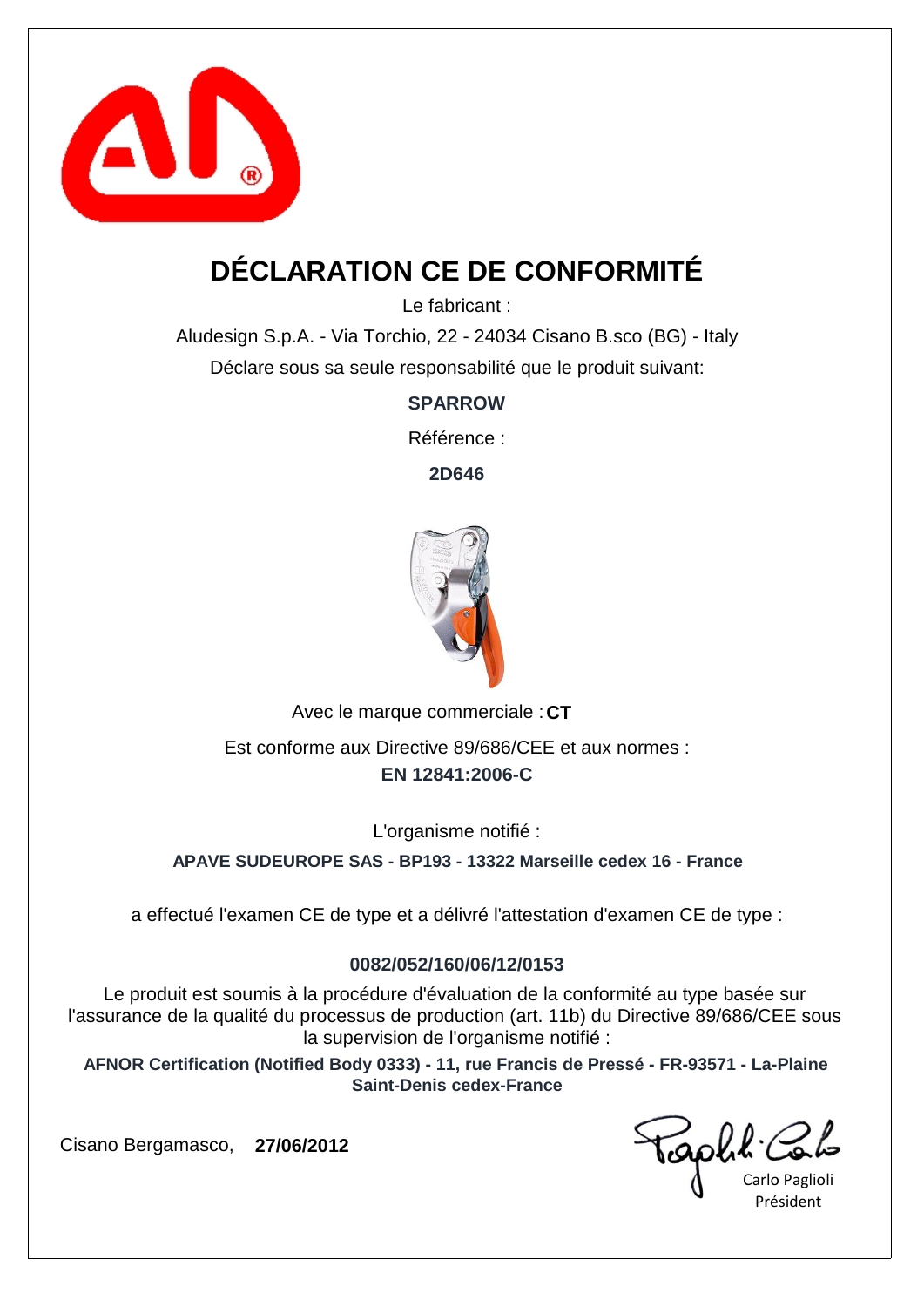# DÉCLARATION CE DE CONFORMITÉ

Le fabricant :

Aludesign S.p.A. - Via Torchio, 22 - 24034 Cisano B.sco (BG) - Italy

Déclare sous sa seule responsabilité que le produit suivant:

**SPARROW**

Référence :

**2D646**

Avec le marque commerciale : **CT**

Est conforme aux Directive 89/686/CEE et aux normes :

**EN 12841:2006-C**

L'organisme notifié :

**APAVE SUDEUROPE SAS - BP193 - 13322 Marseille cedex 16 - France**

a effectué l'examen CE de type et a délivré l'attestation d'examen CE de type :

**0082/052/160/06/12/0153**

Le produit est soumis à la procédure d'évaluation de la conformité au type basée sur l'assurance de la qualité du processus de production (art. 11b) du Directive 89/686/CEE sous la supervision de l'organisme notifié :

**AFNOR Certification (Notified Body 0333) - 11, rue Francis de Pressé - FR-93571 - La-Plaine Saint-Denis cedex-France**

Cisano Bergamasco, **27/06/2012**

Carlo Paglioli
Président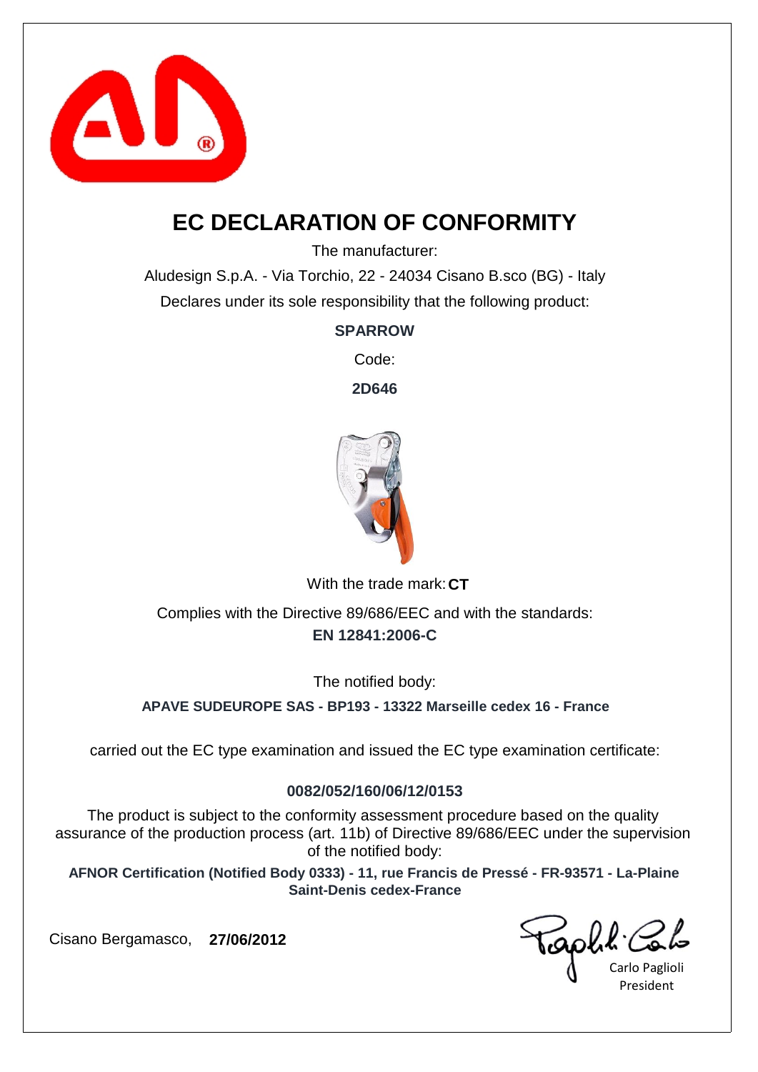# EC DECLARATION OF CONFORMITY

The manufacturer:

Aludesign S.p.A. - Via Torchio, 22 - 24034 Cisano B.sco (BG) - Italy

Declares under its sole responsibility that the following product:

**SPARROW**

Code:

**2D646**

With the trade mark: **CT**

Complies with the Directive 89/686/EEC and with the standards:

**EN 12841:2006-C**

The notified body:

**APAVE SUDEUROPE SAS - BP193 - 13322 Marseille cedex 16 - France**

carried out the EC type examination and issued the EC type examination certificate:

**0082/052/160/06/12/0153**

The product is subject to the conformity assessment procedure based on the quality assurance of the production process (art. 11b) of Directive 89/686/EEC under the supervision of the notified body:

**AFNOR Certification (Notified Body 0333) - 11, rue Francis de Pressé - FR-93571 - La-Plaine Saint-Denis cedex-France**

Cisano Bergamasco, **27/06/2012**

Carlo Paglioli
President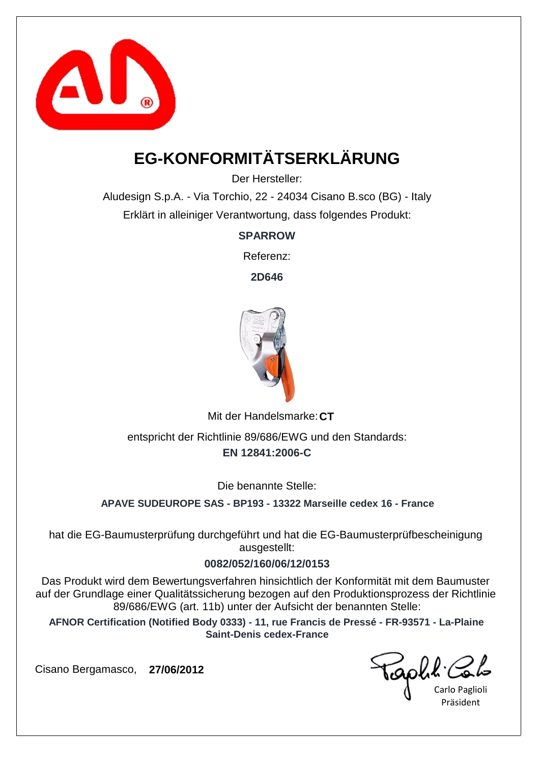# EG-KONFORMITÄTSERKLÄRUNG

Der Hersteller:

Aludesign S.p.A. - Via Torchio, 22 - 24034 Cisano B.sco (BG) - Italy

Erklärt in alleiniger Verantwortung, dass folgendes Produkt:

**SPARROW**

Referenz:

**2D646**

Mit der Handelsmarke: **CT**

entspricht der Richtlinie 89/686/EWG und den Standards:

**EN 12841:2006-C**

Die benannte Stelle:

**APAVE SUDEUROPE SAS - BP193 - 13322 Marseille cedex 16 - France**

hat die EG-Baumusterprüfung durchgeführt und hat die EG-Baumusterprüfbescheinigung ausgestellt:

**0082/052/160/06/12/0153**

Das Produkt wird dem Bewertungsverfahren hinsichtlich der Konformität mit dem Baumuster auf der Grundlage einer Qualitätssicherung bezogen auf den Produktionsprozess der Richtlinie 89/686/EWG (art. 11b) unter der Aufsicht der benannten Stelle:

**AFNOR Certification (Notified Body 0333) - 11, rue Francis de Pressé - FR-93571 - La-Plaine Saint-Denis cedex-France**

Cisano Bergamasco, **27/06/2012**

Carlo Paglioli
Präsident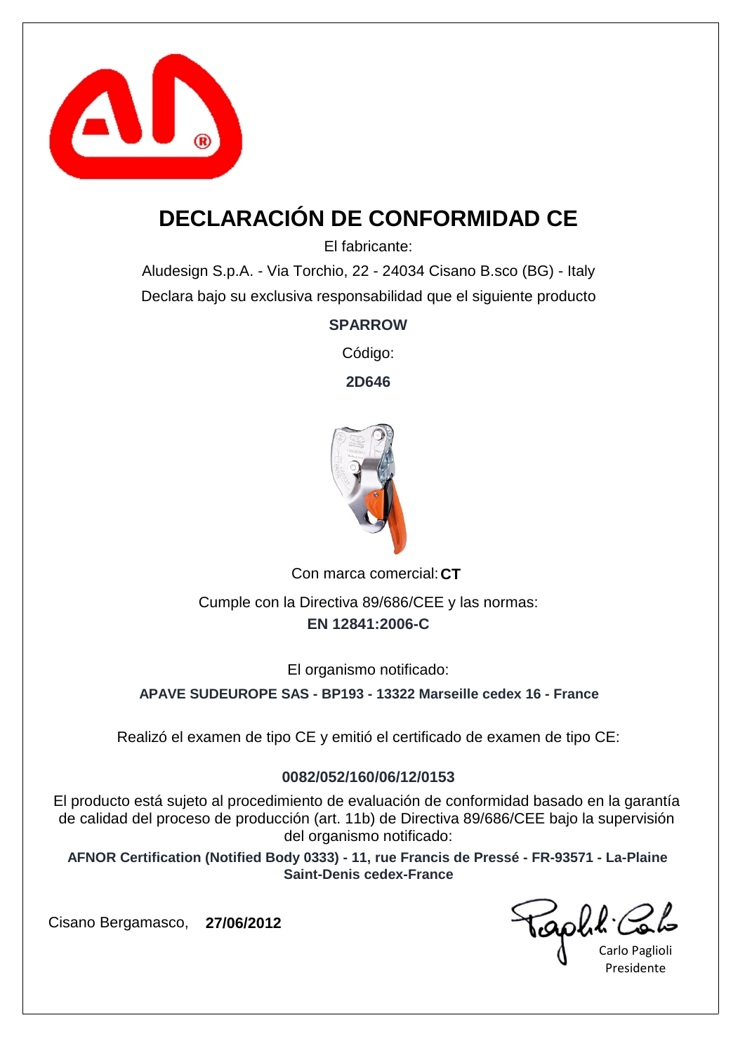# DECLARACIÓN DE CONFORMIDAD CE

El fabricante:

Aludesign S.p.A. - Via Torchio, 22 - 24034 Cisano B.sco (BG) - Italy

Declara bajo su exclusiva responsabilidad que el siguiente producto

**SPARROW**

Código:

**2D646**

Con marca comercial: **CT**

Cumple con la Directiva 89/686/CEE y las normas:

**EN 12841:2006-C**

El organismo notificado:

**APAVE SUDEUROPE SAS - BP193 - 13322 Marseille cedex 16 - France**

Realizó el examen de tipo CE y emitió el certificado de examen de tipo CE:

**0082/052/160/06/12/0153**

El producto está sujeto al procedimiento de evaluación de conformidad basado en la garantía de calidad del proceso de producción (art. 11b) de Directiva 89/686/CEE bajo la supervisión del organismo notificado:

**AFNOR Certification (Notified Body 0333) - 11, rue Francis de Pressé - FR-93571 - La-Plaine Saint-Denis cedex-France**

Cisano Bergamasco, **27/06/2012**

Carlo Paglioli

Presidente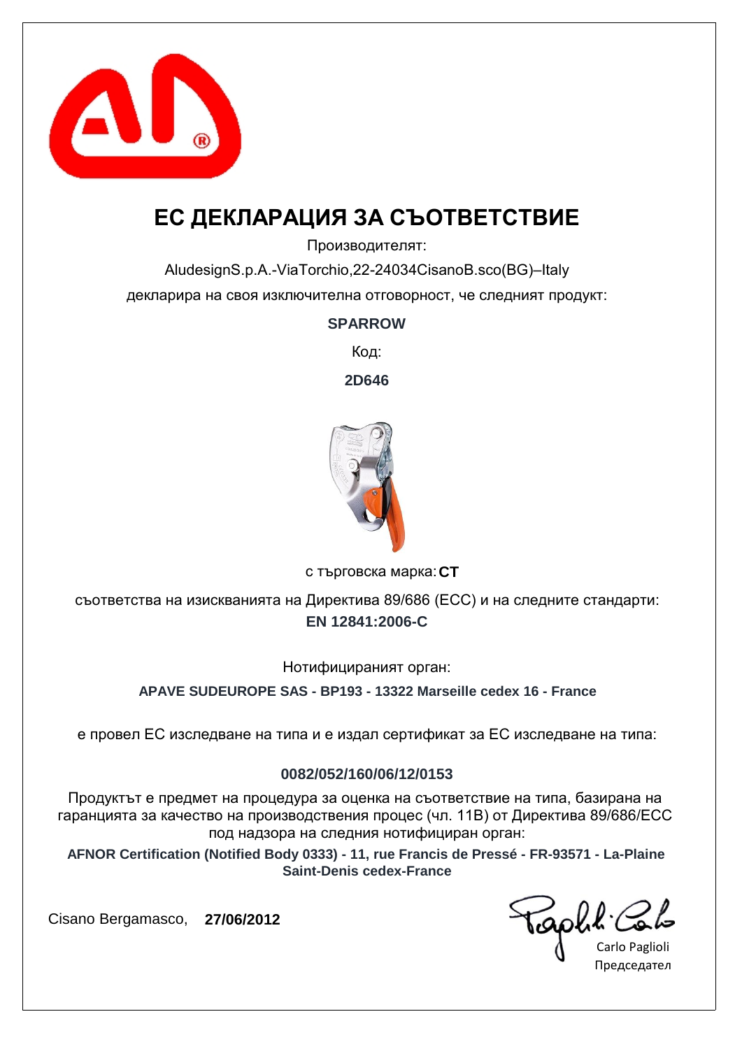# ЕС ДЕКЛАРАЦИЯ ЗА СЪОТВЕТСТВИЕ

Производителят:

AludesignS.p.A.-ViaTorchio,22-24034CisanoB.sco(BG)–Italy

декларира на своя изключителна отговорност, че следният продукт:

**SPARROW**

Код:

**2D646**

с търговска марка: **CT**

съответства на изискванията на Директива 89/686 (ЕСС) и на следните стандарти:

**EN 12841:2006-C**

Нотифицираният орган:

**APAVE SUDEUROPE SAS - BP193 - 13322 Marseille cedex 16 - France**

е провел ЕС изследване на типа и е издал сертификат за ЕС изследване на типа:

**0082/052/160/06/12/0153**

Продуктът е предмет на процедура за оценка на съответствие на типа, базирана на гаранцията за качество на производствения процес (чл. 11В) от Директива 89/686/ЕСС под надзора на следния нотифициран орган:

**AFNOR Certification (Notified Body 0333) - 11, rue Francis de Pressé - FR-93571 - La-Plaine Saint-Denis cedex-France**

Cisano Bergamasco, **27/06/2012**

Carlo Paglioli

Председател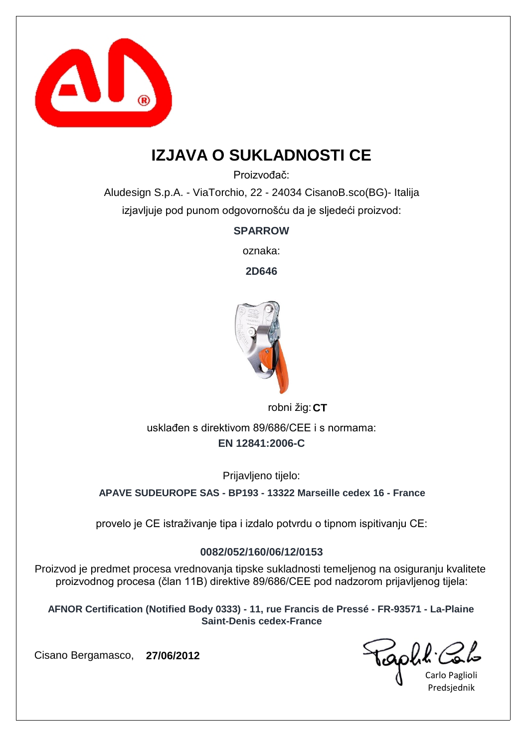# IZJAVA O SUKLADNOSTI CE

Proizvođač:

Aludesign S.p.A. - ViaTorchio, 22 - 24034 CisanoB.sco(BG)- Italija

izjavljuje pod punom odgovornošću da je sljedeći proizvod:

**SPARROW**

oznaka:

**2D646**

robni žig: **CT**

usklađen s direktivom 89/686/CEE i s normama:

**EN 12841:2006-C**

Prijavljeno tijelo:

**APAVE SUDEUROPE SAS - BP193 - 13322 Marseille cedex 16 - France**

provelo je CE istraživanje tipa i izdalo potvrdu o tipnom ispitivanju CE:

**0082/052/160/06/12/0153**

Proizvod je predmet procesa vrednovanja tipske sukladnosti temeljenog na osiguranju kvalitete proizvodnog procesa (član 11B) direktive 89/686/CEE pod nadzorom prijavljenog tijela:

**AFNOR Certification (Notified Body 0333) - 11, rue Francis de Pressé - FR-93571 - La-Plaine Saint-Denis cedex-France**

Cisano Bergamasco, **27/06/2012**

Carlo Paglioli
Predsjednik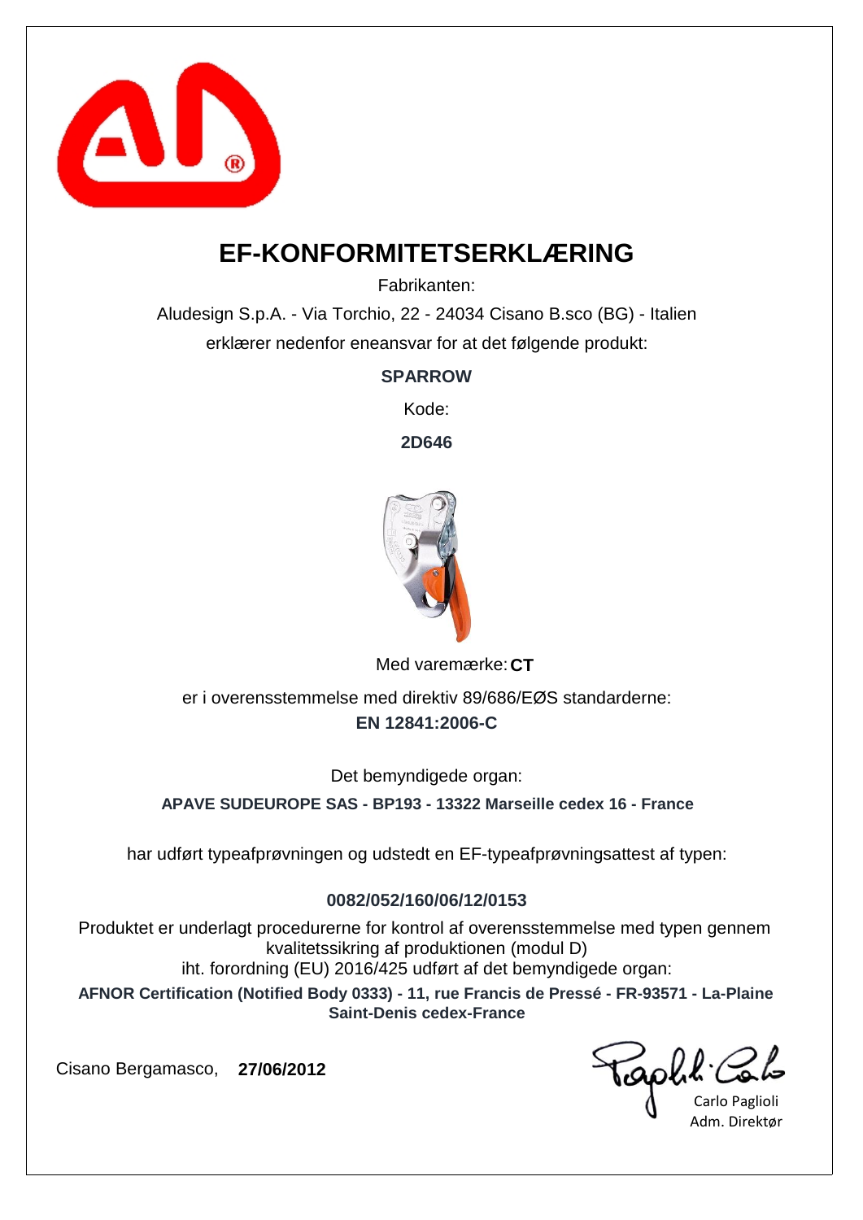# EF-KONFORMITETSERKLÆRING

Fabrikanten:

Aludesign S.p.A. - Via Torchio, 22 - 24034 Cisano B.sco (BG) - Italien

erklærer nedenfor eneansvar for at det følgende produkt:

**SPARROW**

Kode:

**2D646**

Med varemærke: **CT**

er i overensstemmelse med direktiv 89/686/EØS standarderne:

**EN 12841:2006-C**

Det bemyndigede organ:

**APAVE SUDEUROPE SAS - BP193 - 13322 Marseille cedex 16 - France**

har udført typeafprøvningen og udstedt en EF-typeafprøvningsattest af typen:

**0082/052/160/06/12/0153**

Produktet er underlagt procedurerne for kontrol af overensstemmelse med typen gennem kvalitetssikring af produktionen (modul D)
iht. forordning (EU) 2016/425 udført af det bemyndigede organ:

**AFNOR Certification (Notified Body 0333) - 11, rue Francis de Pressé - FR-93571 - La-Plaine Saint-Denis cedex-France**

Cisano Bergamasco, **27/06/2012**

Carlo Paglioli
Adm. Direktør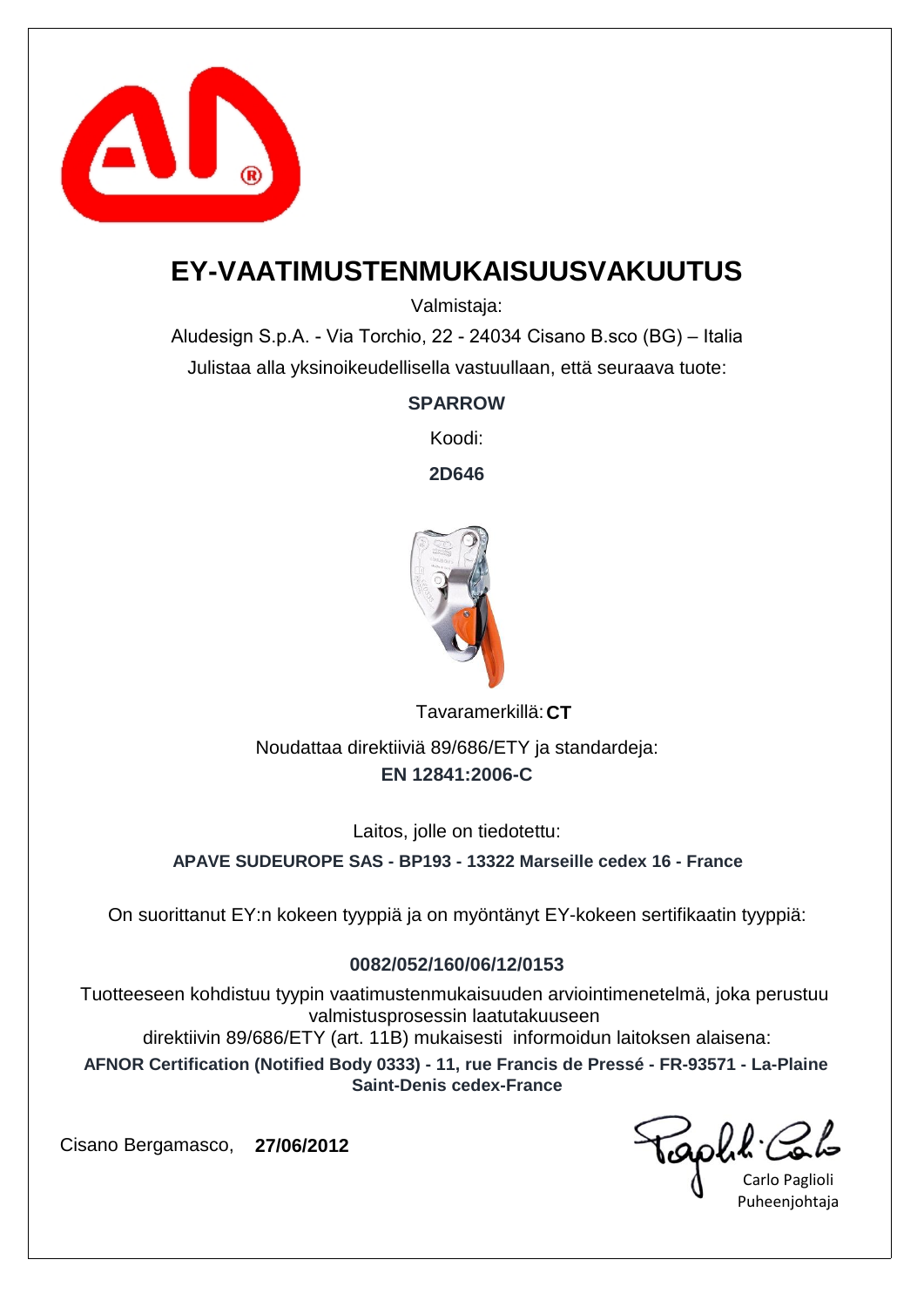# EY-VAATIMUSTENMUKAISUUSVAKUUTUS

Valmistaja:

Aludesign S.p.A. - Via Torchio, 22 - 24034 Cisano B.sco (BG) – Italia

Julistaa alla yksinoikeudellisella vastuullaan, että seuraava tuote:

**SPARROW**

Koodi:

**2D646**

Tavaramerkillä: **CT**

Noudattaa direktiiviä 89/686/ETY ja standardeja:

**EN 12841:2006-C**

Laitos, jolle on tiedotettu:

**APAVE SUDEUROPE SAS - BP193 - 13322 Marseille cedex 16 - France**

On suorittanut EY:n kokeen tyyppiä ja on myöntänyt EY-kokeen sertifikaatin tyyppiä:

**0082/052/160/06/12/0153**

Tuotteeseen kohdistuu tyypin vaatimustenmukaisuuden arviointimenetelmä, joka perustuu valmistusprosessin laatutakuuseen direktiivin 89/686/ETY (art. 11B) mukaisesti informoidun laitoksen alaisena:

**AFNOR Certification (Notified Body 0333) - 11, rue Francis de Pressé - FR-93571 - La-Plaine Saint-Denis cedex-France**

Cisano Bergamasco, **27/06/2012**

Carlo Paglioli
Puheenjohtaja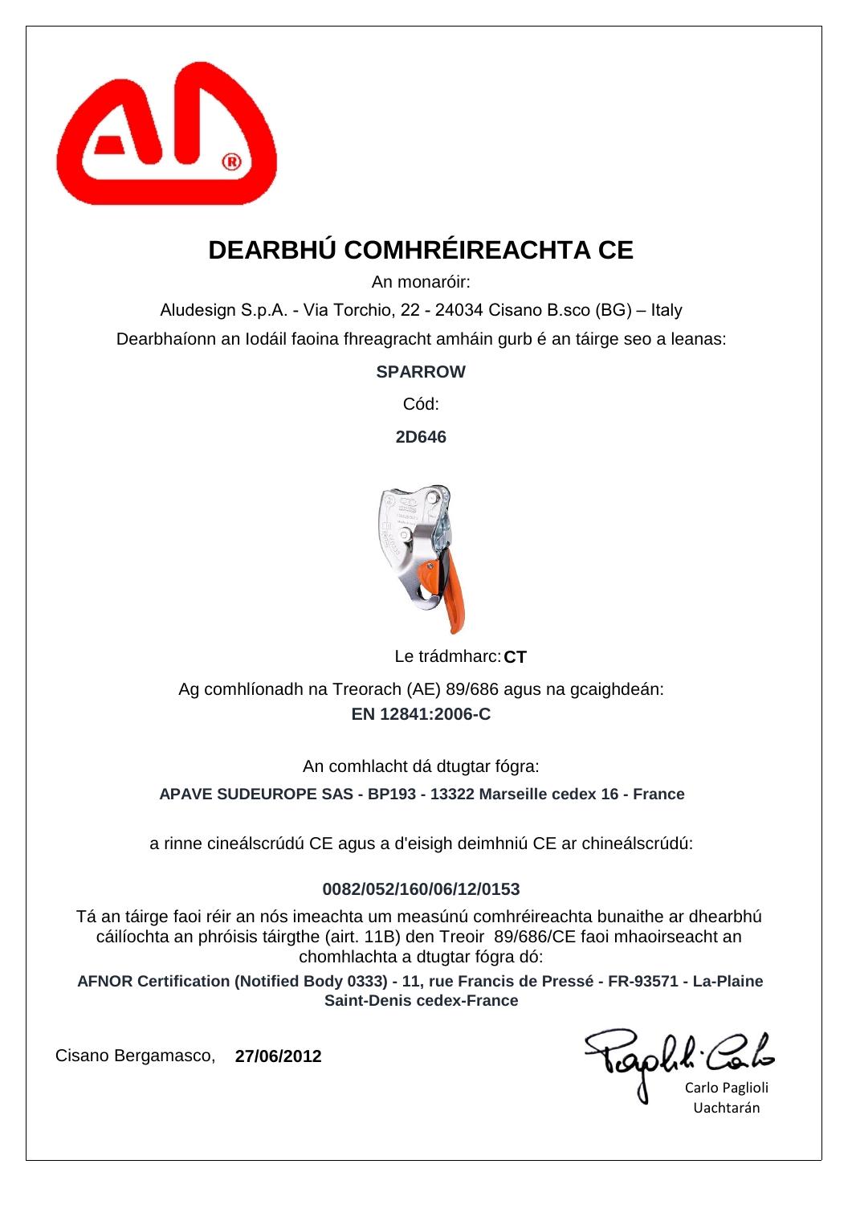# DEARBHÚ COMHRÉIREACHTA CE

An monaróir:

Aludesign S.p.A. - Via Torchio, 22 - 24034 Cisano B.sco (BG) – Italy

Dearbhaíonn an Iodáil faoina fhreagracht amháin gurb é an táirge seo a leanas:

**SPARROW**

Cód:

**2D646**

Le trádmharc: **CT**

Ag comhlíonadh na Treorach (AE) 89/686 agus na gcaighdeán:

**EN 12841:2006-C**

An comhlacht dá dtugtar fógra:

**APAVE SUDEUROPE SAS - BP193 - 13322 Marseille cedex 16 - France**

a rinne cineálscrúdú CE agus a d'eisigh deimhniú CE ar chineálscrúdú:

**0082/052/160/06/12/0153**

Tá an táirge faoi réir an nós imeachta um measúnú comhréireachta bunaithe ar dhearbhú cáilíochta an phróisis táirgthe (airt. 11B) den Treoir 89/686/CE faoi mhaoirseacht an chomhlachta a dtugtar fógra dó:

**AFNOR Certification (Notified Body 0333) - 11, rue Francis de Pressé - FR-93571 - La-Plaine Saint-Denis cedex-France**

Cisano Bergamasco, **27/06/2012**

Carlo Paglioli
Uachtarán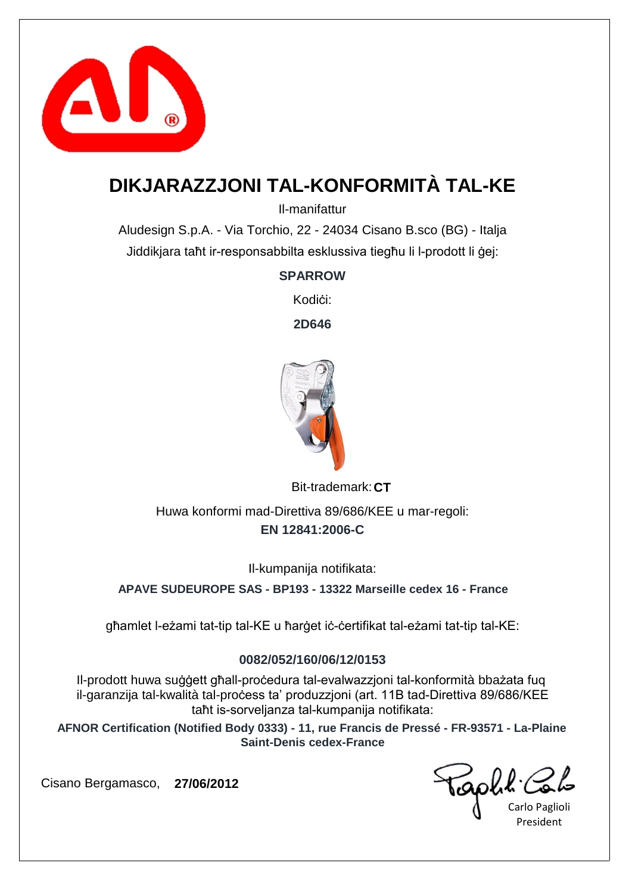# DIKJARAZZJONI TAL-KONFORMITÀ TAL-KE

Il-manifattur

Aludesign S.p.A. - Via Torchio, 22 - 24034 Cisano B.sco (BG) - Italja

Jiddikjara taħt ir-responsabbilta esklussiva tiegħu li l-prodott li ġej:

**SPARROW**

Kodiċi:

**2D646**

Bit-trademark: **CT**

Huwa konformi mad-Direttiva 89/686/KEE u mar-regoli:

**EN 12841:2006-C**

Il-kumpanija notifikata:

**APAVE SUDEUROPE SAS - BP193 - 13322 Marseille cedex 16 - France**

għamlet l-eżami tat-tip tal-KE u ħarġet iċ-ċertifikat tal-eżami tat-tip tal-KE:

**0082/052/160/06/12/0153**

Il-prodott huwa suġġett għall-proċedura tal-evalwazzjoni tal-konformità bbażata fuq il-garanzija tal-kwalità tal-proċess ta' produzzjoni (art. 11B tad-Direttiva 89/686/KEE taħt is-sorveljanza tal-kumpanija notifikata:

**AFNOR Certification (Notified Body 0333) - 11, rue Francis de Pressé - FR-93571 - La-Plaine Saint-Denis cedex-France**

Cisano Bergamasco, **27/06/2012**

Carlo Paglioli
President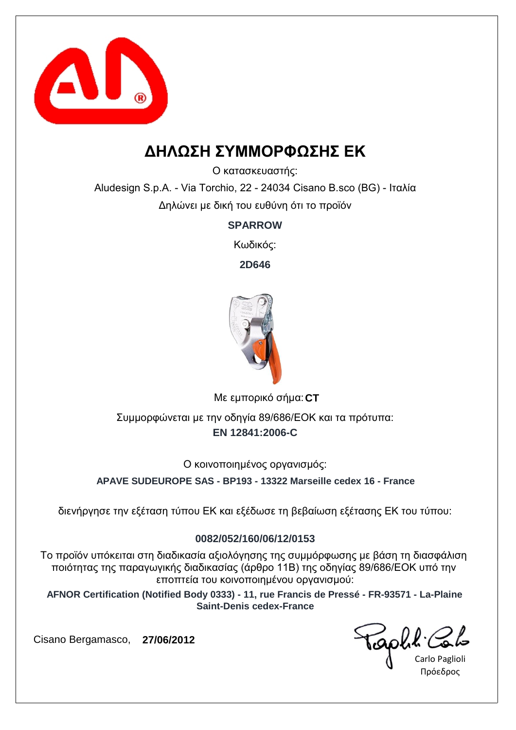# ΔΗΛΩΣΗ ΣΥΜΜΟΡΦΩΣΗΣ ΕΚ

Ο κατασκευαστής:

Aludesign S.p.A. - Via Torchio, 22 - 24034 Cisano B.sco (BG) - Ιταλία

Δηλώνει με δική του ευθύνη ότι το προϊόν

**SPARROW**

Κωδικός:

**2D646**

Με εμπορικό σήμα: **CT**

Συμμορφώνεται με την οδηγία 89/686/ΕΟΚ και τα πρότυπα:

**EN 12841:2006-C**

Ο κοινοποιημένος οργανισμός:

**APAVE SUDEUROPE SAS - BP193 - 13322 Marseille cedex 16 - France**

διενήργησε την εξέταση τύπου ΕΚ και εξέδωσε τη βεβαίωση εξέτασης ΕΚ του τύπου:

**0082/052/160/06/12/0153**

Το προϊόν υπόκειται στη διαδικασία αξιολόγησης της συμμόρφωσης με βάση τη διασφάλιση ποιότητας της παραγωγικής διαδικασίας (άρθρο 11Β) της οδηγίας 89/686/ΕΟΚ υπό την εποπτεία του κοινοποιημένου οργανισμού:

**AFNOR Certification (Notified Body 0333) - 11, rue Francis de Pressé - FR-93571 - La-Plaine Saint-Denis cedex-France**

Cisano Bergamasco, **27/06/2012**

Carlo Paglioli

Πρόεδρος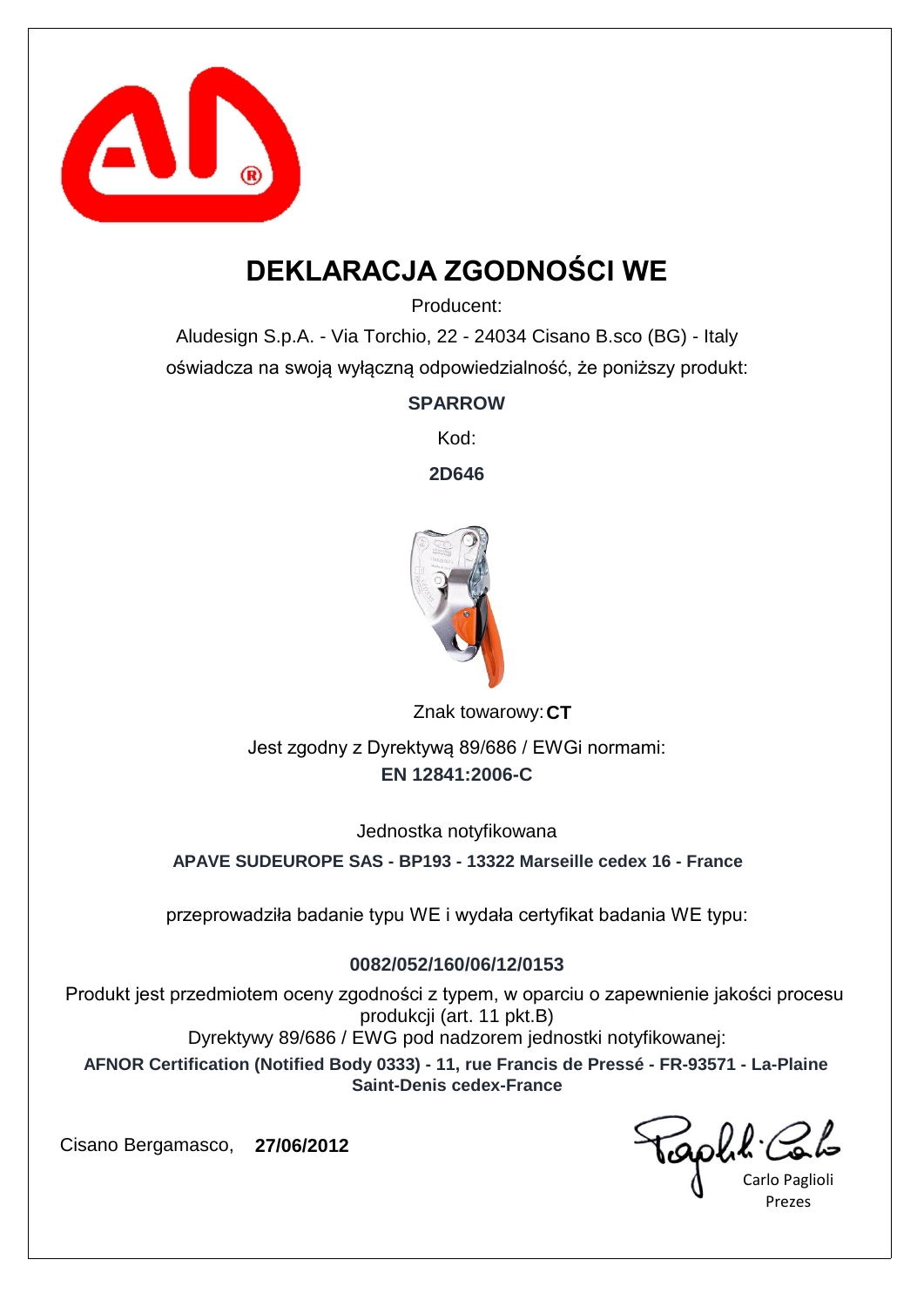# DEKLARACJA ZGODNOŚCI WE

Producent:

Aludesign S.p.A. - Via Torchio, 22 - 24034 Cisano B.sco (BG) - Italy

oświadcza na swoją wyłączną odpowiedzialność, że poniższy produkt:

**SPARROW**

Kod:

**2D646**

Znak towarowy: **CT**

Jest zgodny z Dyrektywą 89/686 / EWGi normami:

**EN 12841:2006-C**

Jednostka notyfikowana

**APAVE SUDEUROPE SAS - BP193 - 13322 Marseille cedex 16 - France**

przeprowadziła badanie typu WE i wydała certyfikat badania WE typu:

**0082/052/160/06/12/0153**

Produkt jest przedmiotem oceny zgodności z typem, w oparciu o zapewnienie jakości procesu produkcji (art. 11 pkt.B)

Dyrektywy 89/686 / EWG pod nadzorem jednostki notyfikowanej:

**AFNOR Certification (Notified Body 0333) - 11, rue Francis de Pressé - FR-93571 - La-Plaine Saint-Denis cedex-France**

Cisano Bergamasco, **27/06/2012**

Carlo Paglioli

Prezes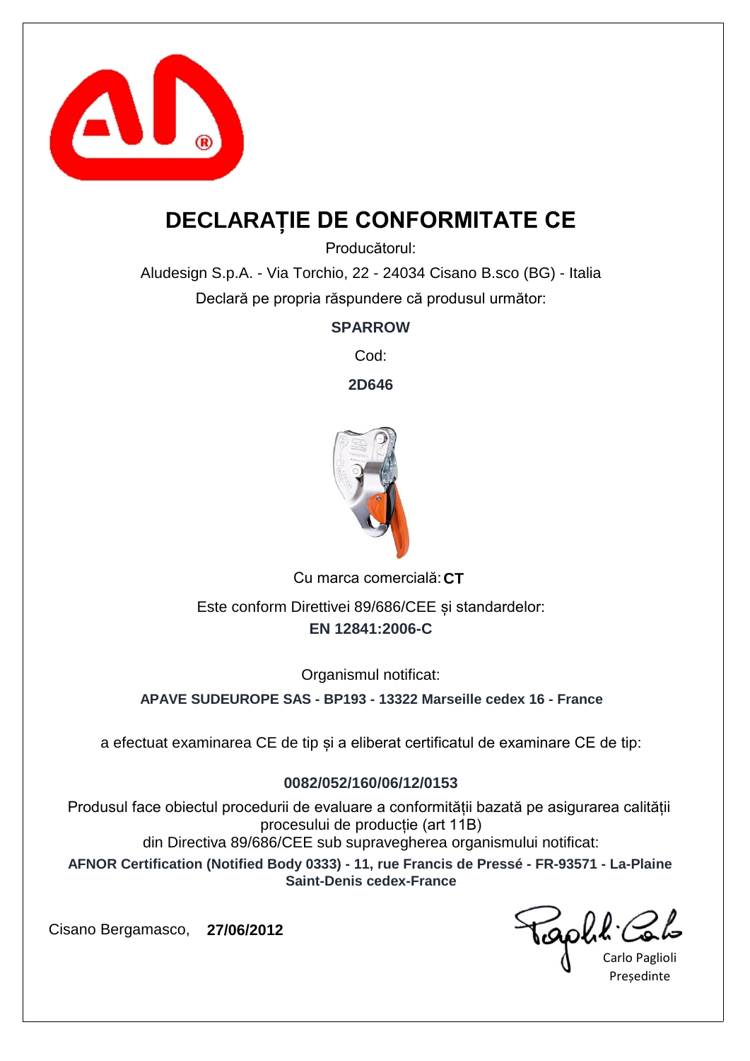# DECLARAȚIE DE CONFORMITATE CE

Producătorul:

Aludesign S.p.A. - Via Torchio, 22 - 24034 Cisano B.sco (BG) - Italia

Declară pe propria răspundere că produsul următor:

**SPARROW**

Cod:

**2D646**

Cu marca comercială: **CT**

Este conform Direttivei 89/686/CEE și standardelor:

**EN 12841:2006-C**

Organismul notificat:

**APAVE SUDEUROPE SAS - BP193 - 13322 Marseille cedex 16 - France**

a efectuat examinarea CE de tip și a eliberat certificatul de examinare CE de tip:

**0082/052/160/06/12/0153**

Produsul face obiectul procedurii de evaluare a conformității bazată pe asigurarea calității procesului de producție (art 11B)

din Directiva 89/686/CEE sub supravegherea organismului notificat:

**AFNOR Certification (Notified Body 0333) - 11, rue Francis de Pressé - FR-93571 - La-Plaine Saint-Denis cedex-France**

Cisano Bergamasco, **27/06/2012**

Carlo Paglioli

Președinte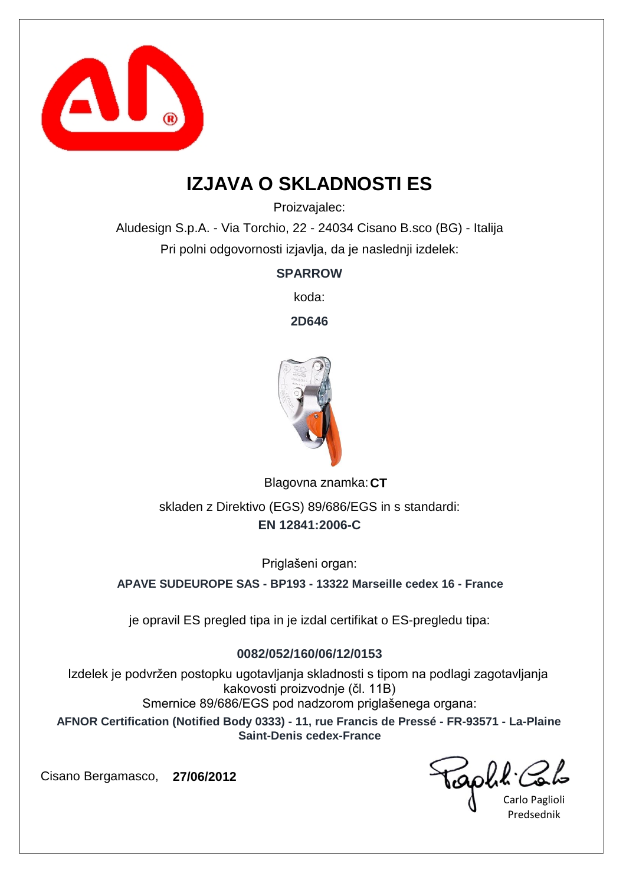# IZJAVA O SKLADNOSTI ES

Proizvajalec:

Aludesign S.p.A. - Via Torchio, 22 - 24034 Cisano B.sco (BG) - Italija

Pri polni odgovornosti izjavlja, da je naslednji izdelek:

**SPARROW**

koda:

**2D646**

Blagovna znamka: **CT**

skladen z Direktivo (EGS) 89/686/EGS in s standardi:

**EN 12841:2006-C**

Priglašeni organ:

**APAVE SUDEUROPE SAS - BP193 - 13322 Marseille cedex 16 - France**

je opravil ES pregled tipa in je izdal certifikat o ES-pregledu tipa:

**0082/052/160/06/12/0153**

Izdelek je podvržen postopku ugotavljanja skladnosti s tipom na podlagi zagotavljanja kakovosti proizvodnje (čl. 11B)

Smernice 89/686/EGS pod nadzorom priglašenega organa:

**AFNOR Certification (Notified Body 0333) - 11, rue Francis de Pressé - FR-93571 - La-Plaine Saint-Denis cedex-France**

Cisano Bergamasco, **27/06/2012**

Carlo Paglioli

Predsednik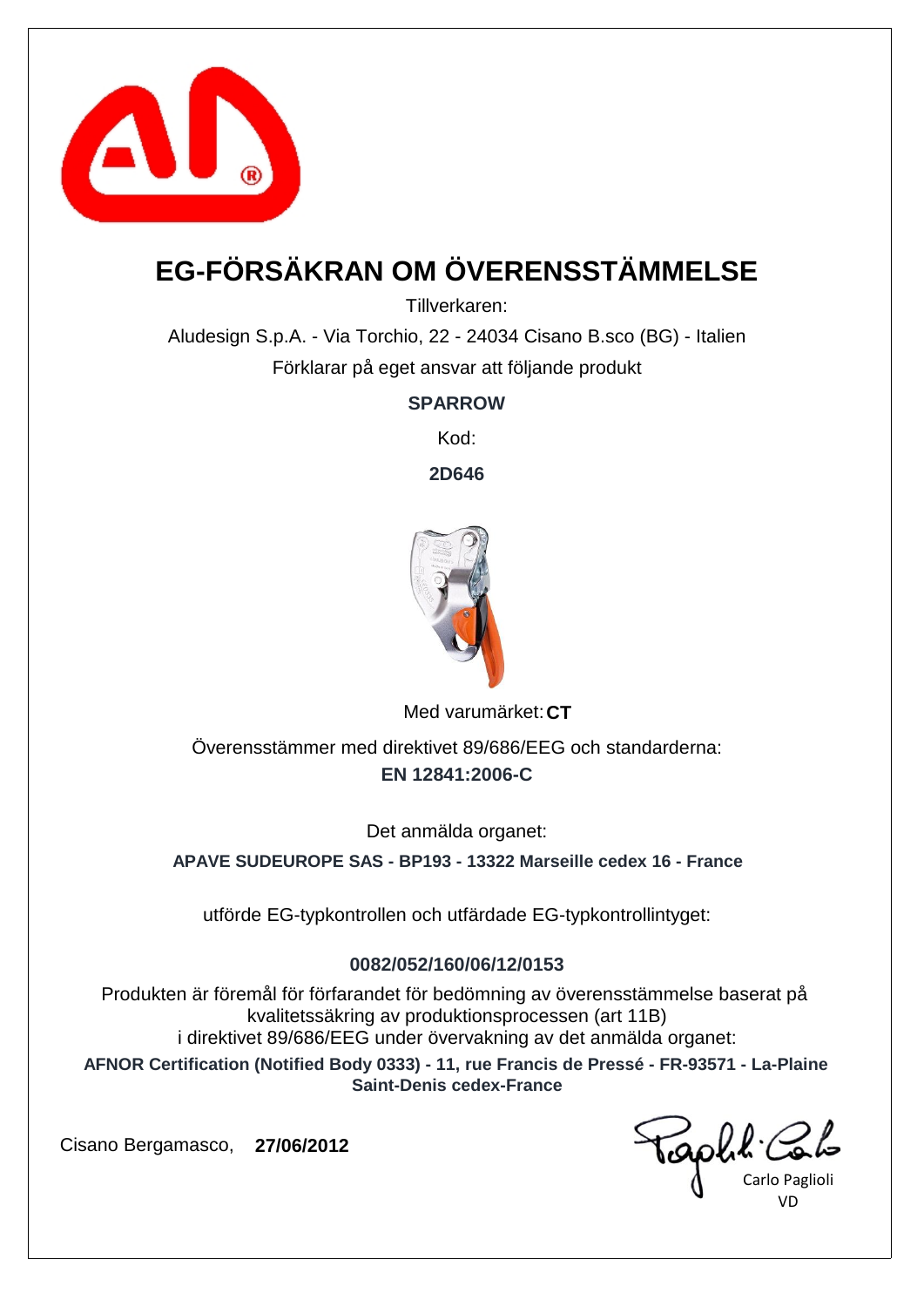# EG-FÖRSÄKRAN OM ÖVERENSSTÄMMELSE

Tillverkaren:

Aludesign S.p.A. - Via Torchio, 22 - 24034 Cisano B.sco (BG) - Italien

Förklarar på eget ansvar att följande produkt

**SPARROW**

Kod:

**2D646**

Med varumärket: **CT**

Överensstämmer med direktivet 89/686/EEG och standarderna:

**EN 12841:2006-C**

Det anmälda organet:

**APAVE SUDEUROPE SAS - BP193 - 13322 Marseille cedex 16 - France**

utförde EG-typkontrollen och utfärdade EG-typkontrollintyget:

**0082/052/160/06/12/0153**

Produkten är föremål för förfarandet för bedömning av överensstämmelse baserat på kvalitetssäkring av produktionsprocessen (art 11B) i direktivet 89/686/EEG under övervakning av det anmälda organet:

**AFNOR Certification (Notified Body 0333) - 11, rue Francis de Pressé - FR-93571 - La-Plaine Saint-Denis cedex-France**

Cisano Bergamasco, **27/06/2012**

Carlo Paglioli
VD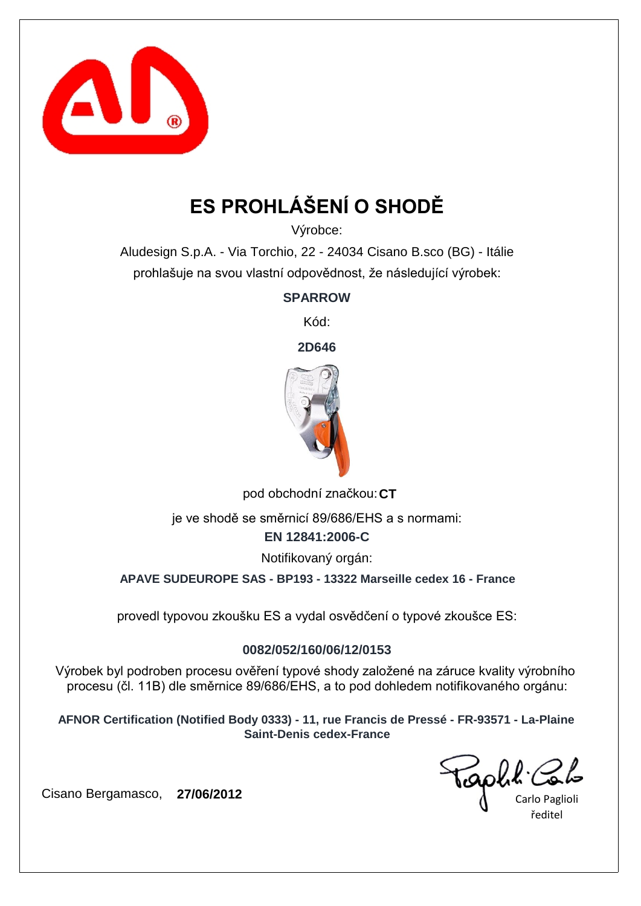# ES PROHLÁŠENÍ O SHODĚ

Výrobce:

Aludesign S.p.A. - Via Torchio, 22 - 24034 Cisano B.sco (BG) - Itálie

prohlašuje na svou vlastní odpovědnost, že následující výrobek:

**SPARROW**

Kód:

**2D646**

pod obchodní značkou: **CT**

je ve shodě se směrnicí 89/686/EHS a s normami:

**EN 12841:2006-C**

Notifikovaný orgán:

**APAVE SUDEUROPE SAS - BP193 - 13322 Marseille cedex 16 - France**

provedl typovou zkoušku ES a vydal osvědčení o typové zkoušce ES:

**0082/052/160/06/12/0153**

Výrobek byl podroben procesu ověření typové shody založené na záruce kvality výrobního procesu (čl. 11B) dle směrnice 89/686/EHS, a to pod dohledem notifikovaného orgánu:

**AFNOR Certification (Notified Body 0333) - 11, rue Francis de Pressé - FR-93571 - La-Plaine Saint-Denis cedex-France**

Cisano Bergamasco, **27/06/2012**

Carlo Paglioli
ředitel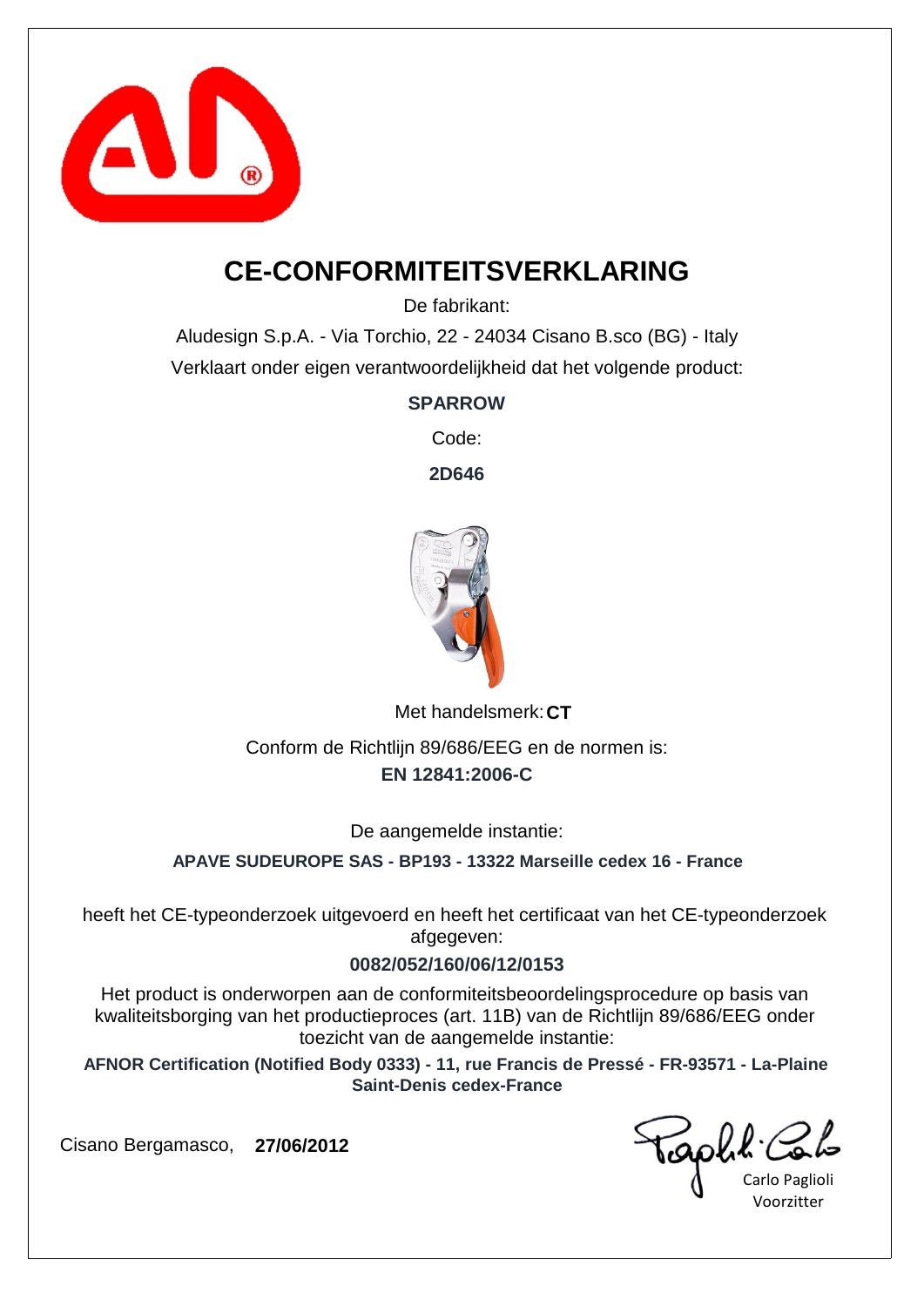# CE-CONFORMITEITSVERKLARING

De fabrikant:

Aludesign S.p.A. - Via Torchio, 22 - 24034 Cisano B.sco (BG) - Italy

Verklaart onder eigen verantwoordelijkheid dat het volgende product:

**SPARROW**

Code:

**2D646**

Met handelsmerk: **CT**

Conform de Richtlijn 89/686/EEG en de normen is:

**EN 12841:2006-C**

De aangemelde instantie:

**APAVE SUDEUROPE SAS - BP193 - 13322 Marseille cedex 16 - France**

heeft het CE-typeonderzoek uitgevoerd en heeft het certificaat van het CE-typeonderzoek afgegeven:

**0082/052/160/06/12/0153**

Het product is onderworpen aan de conformiteitsbeoordelingsprocedure op basis van kwaliteitsborging van het productieproces (art. 11B) van de Richtlijn 89/686/EEG onder toezicht van de aangemelde instantie:

**AFNOR Certification (Notified Body 0333) - 11, rue Francis de Pressé - FR-93571 - La-Plaine Saint-Denis cedex-France**

Cisano Bergamasco, **27/06/2012**

Carlo Paglioli
Voorzitter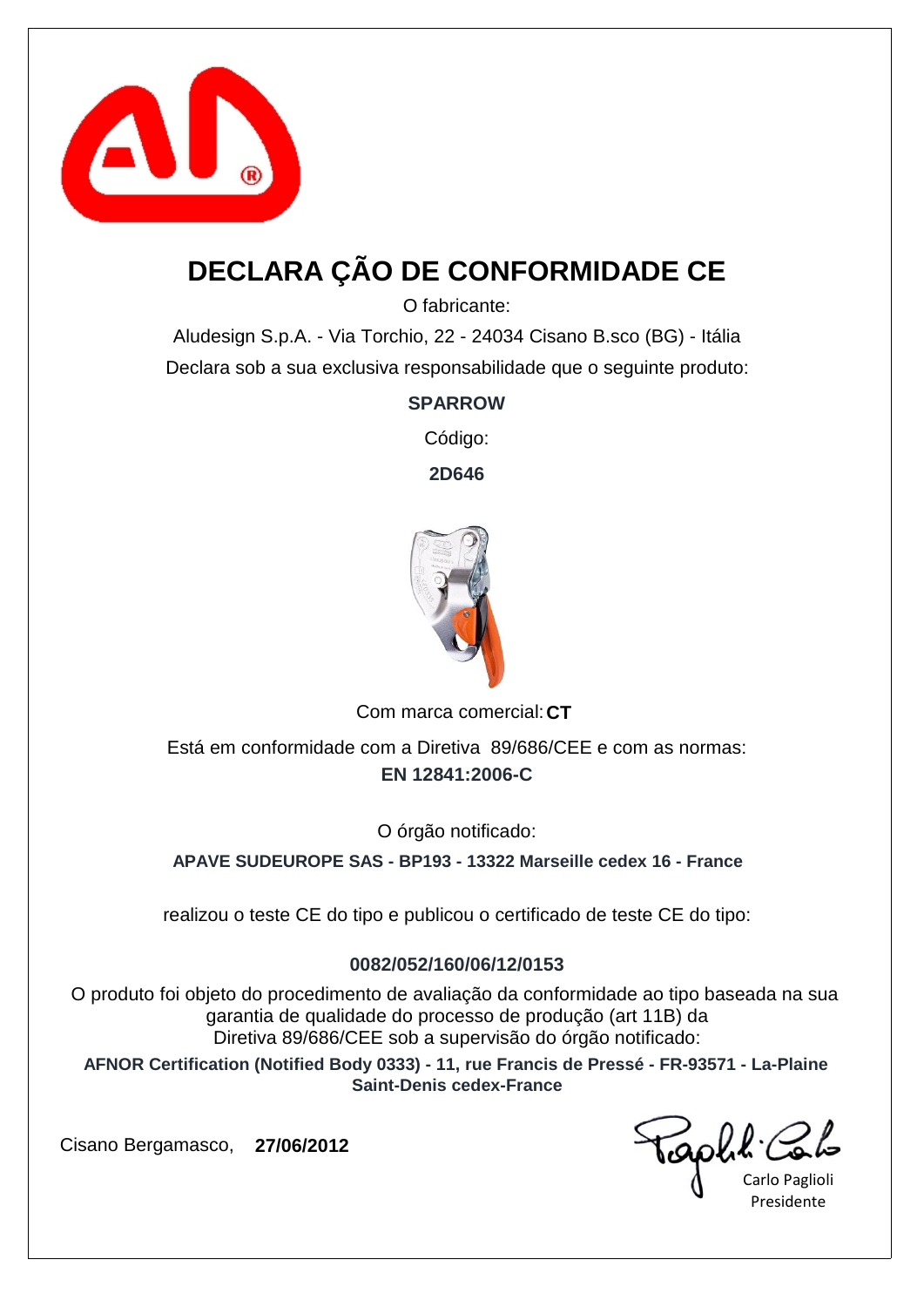# DECLARA ÇÃO DE CONFORMIDADE CE

O fabricante:

Aludesign S.p.A. - Via Torchio, 22 - 24034 Cisano B.sco (BG) - Itália

Declara sob a sua exclusiva responsabilidade que o seguinte produto:

**SPARROW**

Código:

**2D646**

Com marca comercial: **CT**

Está em conformidade com a Diretiva 89/686/CEE e com as normas:

**EN 12841:2006-C**

O órgão notificado:

**APAVE SUDEUROPE SAS - BP193 - 13322 Marseille cedex 16 - France**

realizou o teste CE do tipo e publicou o certificado de teste CE do tipo:

**0082/052/160/06/12/0153**

O produto foi objeto do procedimento de avaliação da conformidade ao tipo baseada na sua garantia de qualidade do processo de produção (art 11B) da Diretiva 89/686/CEE sob a supervisão do órgão notificado:

**AFNOR Certification (Notified Body 0333) - 11, rue Francis de Pressé - FR-93571 - La-Plaine Saint-Denis cedex-France**

Cisano Bergamasco, **27/06/2012**

Carlo Paglioli
Presidente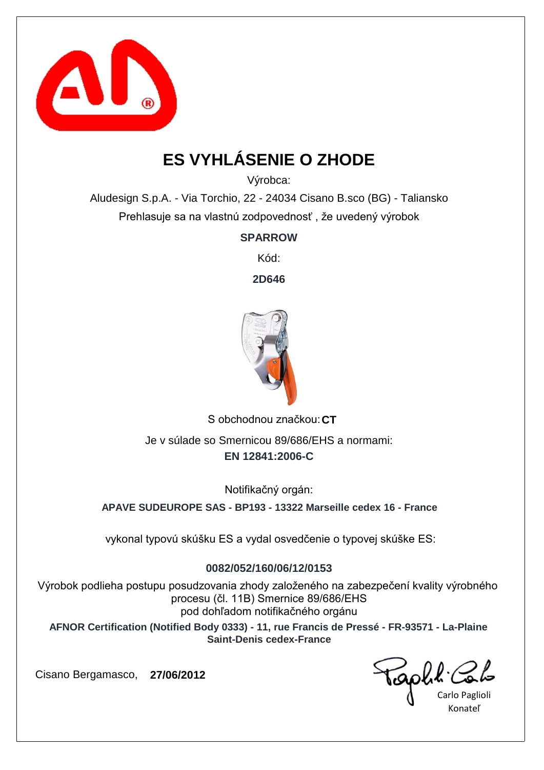# ES VYHLÁSENIE O ZHODE

Výrobca:

Aludesign S.p.A. - Via Torchio, 22 - 24034 Cisano B.sco (BG) - Taliansko

Prehlasuje sa na vlastnú zodpovednosť , že uvedený výrobok

**SPARROW**

Kód:

**2D646**

S obchodnou značkou: **CT**

Je v súlade so Smernicou 89/686/EHS a normami:

**EN 12841:2006-C**

Notifikačný orgán:

**APAVE SUDEUROPE SAS - BP193 - 13322 Marseille cedex 16 - France**

vykonal typovú skúšku ES a vydal osvedčenie o typovej skúške ES:

**0082/052/160/06/12/0153**

Výrobok podlieha postupu posudzovania zhody založeného na zabezpečení kvality výrobného procesu (čl. 11B) Smernice 89/686/EHS pod dohľadom notifikačného orgánu

**AFNOR Certification (Notified Body 0333) - 11, rue Francis de Pressé - FR-93571 - La-Plaine Saint-Denis cedex-France**

Cisano Bergamasco, **27/06/2012**

Carlo Paglioli
Konateľ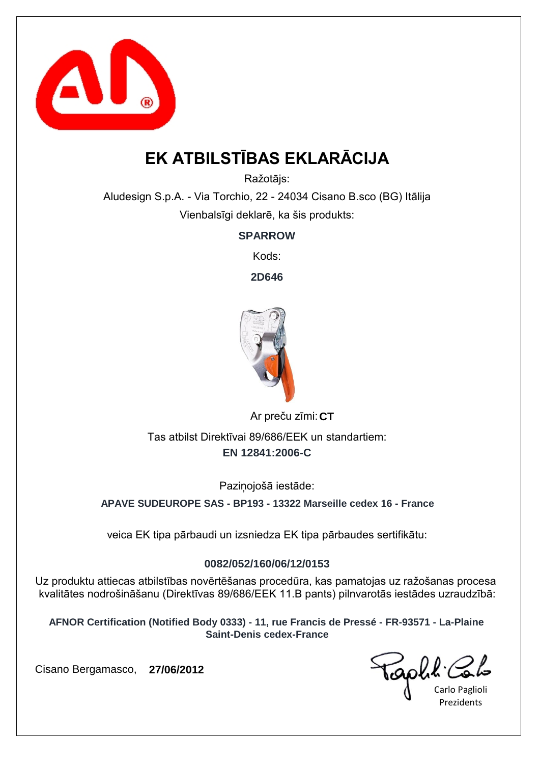# EK ATBILSTĪBAS EKLARĀCIJA

Ražotājs:

Aludesign S.p.A. - Via Torchio, 22 - 24034 Cisano B.sco (BG) Itālija

Vienbalsīgi deklarē, ka šis produkts:

**SPARROW**

Kods:

**2D646**

Ar preču zīmi: **CT**

Tas atbilst Direktīvai 89/686/EEK un standartiem:

**EN 12841:2006-C**

Paziņojošā iestāde:

**APAVE SUDEUROPE SAS - BP193 - 13322 Marseille cedex 16 - France**

veica EK tipa pārbaudi un izsniedza EK tipa pārbaudes sertifikātu:

**0082/052/160/06/12/0153**

Uz produktu attiecas atbilstības novērtēšanas procedūra, kas pamatojas uz ražošanas procesa kvalitātes nodrošināšanu (Direktīvas 89/686/EEK 11.B pants) pilnvarotās iestādes uzraudzībā:

**AFNOR Certification (Notified Body 0333) - 11, rue Francis de Pressé - FR-93571 - La-Plaine Saint-Denis cedex-France**

Cisano Bergamasco, **27/06/2012**

Carlo Paglioli
Prezidents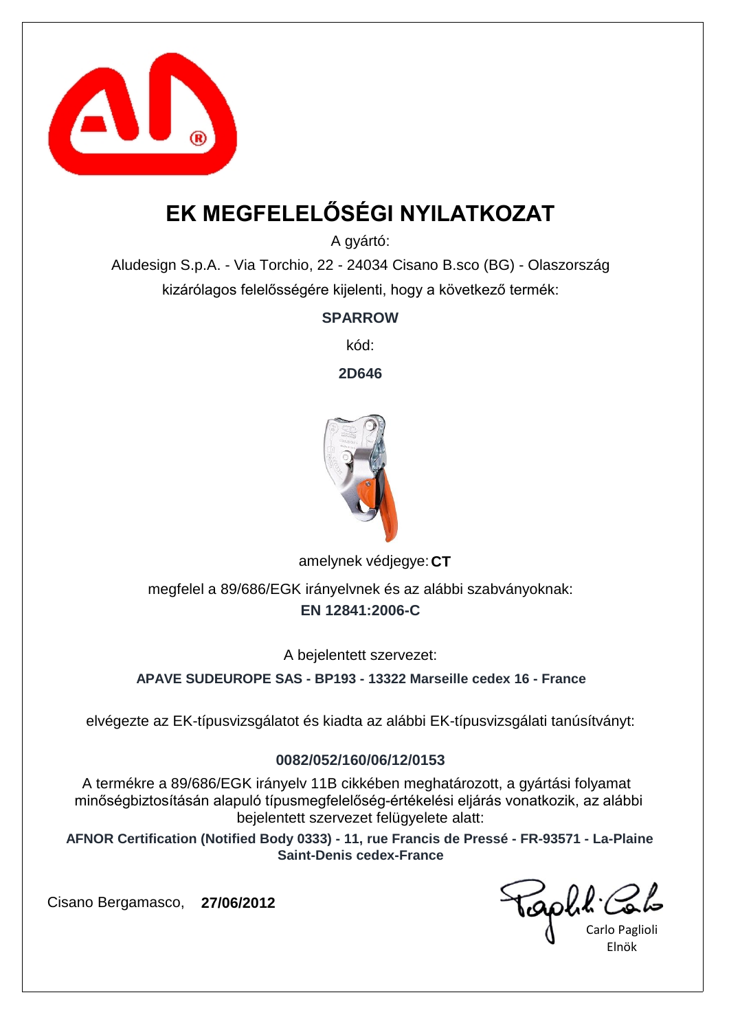# EK MEGFELELŐSÉGI NYILATKOZAT

A gyártó:

Aludesign S.p.A. - Via Torchio, 22 - 24034 Cisano B.sco (BG) - Olaszország

kizárólagos felelősségére kijelenti, hogy a következő termék:

**SPARROW**

kód:

**2D646**

amelynek védjegye: **CT**

megfelel a 89/686/EGK irányelvnek és az alábbi szabványoknak:

**EN 12841:2006-C**

A bejelentett szervezet:

**APAVE SUDEUROPE SAS - BP193 - 13322 Marseille cedex 16 - France**

elvégezte az EK-típusvizsgálatot és kiadta az alábbi EK-típusvizsgálati tanúsítványt:

**0082/052/160/06/12/0153**

A termékre a 89/686/EGK irányelv 11B cikkében meghatározott, a gyártási folyamat minőségbiztosításán alapuló típusmegfelelőség-értékelési eljárás vonatkozik, az alábbi bejelentett szervezet felügyelete alatt:

**AFNOR Certification (Notified Body 0333) - 11, rue Francis de Pressé - FR-93571 - La-Plaine Saint-Denis cedex-France**

Cisano Bergamasco, **27/06/2012**

Carlo Paglioli
Elnök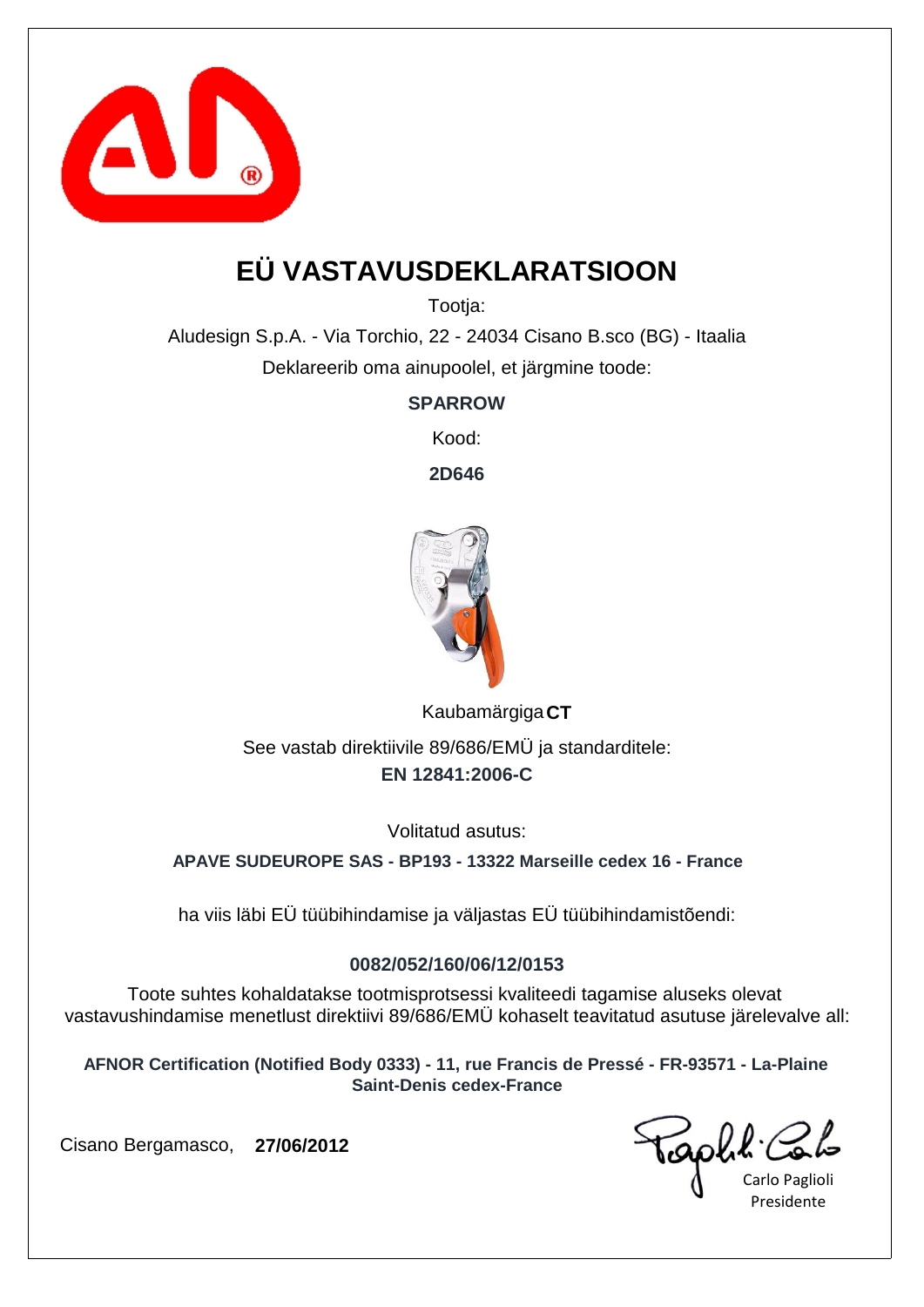# EÜ VASTAVUSDEKLARATSIOON

Tootja:

Aludesign S.p.A. - Via Torchio, 22 - 24034 Cisano B.sco (BG) - Itaalia

Deklareerib oma ainupoolel, et järgmine toode:

**SPARROW**

Kood:

**2D646**

Kaubamärgiga **CT**

See vastab direktiivile 89/686/EMÜ ja standarditele:

**EN 12841:2006-C**

Volitatud asutus:

**APAVE SUDEUROPE SAS - BP193 - 13322 Marseille cedex 16 - France**

ha viis läbi EÜ tüübihindamise ja väljastas EÜ tüübihindamistõendi:

**0082/052/160/06/12/0153**

Toote suhtes kohaldatakse tootmisprotsessi kvaliteedi tagamise aluseks olevat vastavushindamise menetlust direktiivi 89/686/EMÜ kohaselt teavitatud asutuse järelevalve all:

**AFNOR Certification (Notified Body 0333) - 11, rue Francis de Pressé - FR-93571 - La-Plaine Saint-Denis cedex-France**

Cisano Bergamasco, **27/06/2012**

Carlo Paglioli

Presidente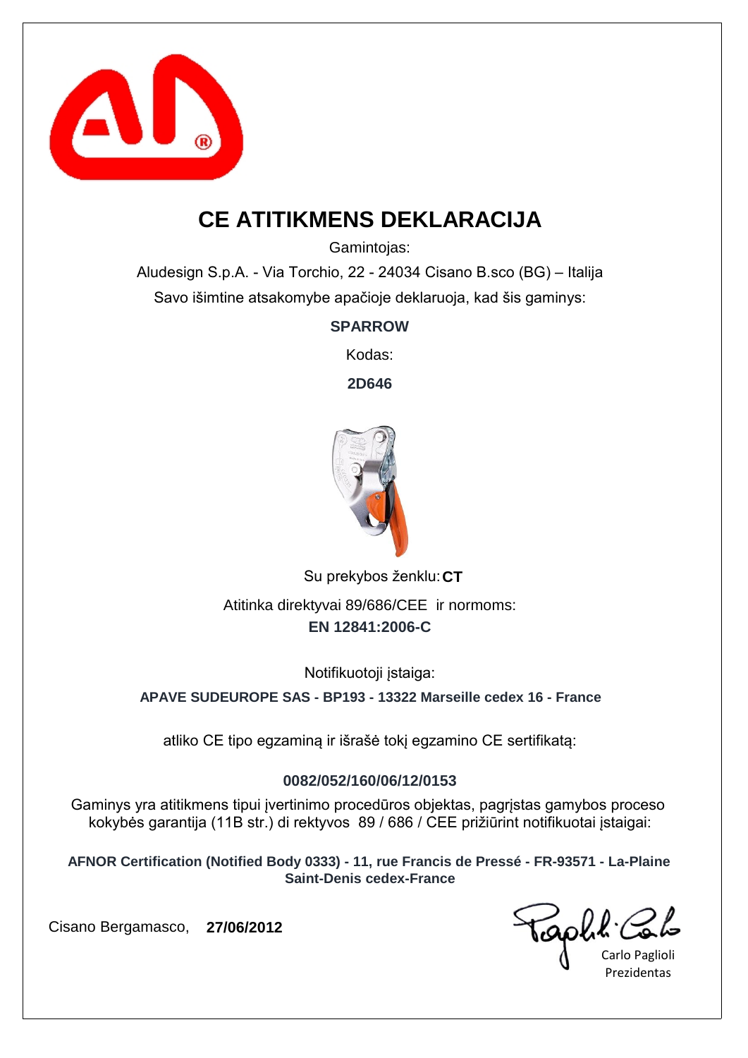# CE ATITIKMENS DEKLARACIJA

Gamintojas:

Aludesign S.p.A. - Via Torchio, 22 - 24034 Cisano B.sco (BG) – Italija

Savo išimtine atsakomybe apačioje deklaruoja, kad šis gaminys:

**SPARROW**

Kodas:

**2D646**

Su prekybos ženklu: **CT**

Atitinka direktyvai 89/686/CEE ir normoms:

**EN 12841:2006-C**

Notifikuotoji įstaiga:

**APAVE SUDEUROPE SAS - BP193 - 13322 Marseille cedex 16 - France**

atliko CE tipo egzaminą ir išrašė tokį egzamino CE sertifikatą:

**0082/052/160/06/12/0153**

Gaminys yra atitikmens tipui įvertinimo procedūros objektas, pagrįstas gamybos proceso kokybės garantija (11B str.) di rektyvos 89 / 686 / CEE prižiūrint notifikuotai įstaigai:

**AFNOR Certification (Notified Body 0333) - 11, rue Francis de Pressé - FR-93571 - La-Plaine Saint-Denis cedex-France**

Cisano Bergamasco, **27/06/2012**

Carlo Paglioli
Prezidentas